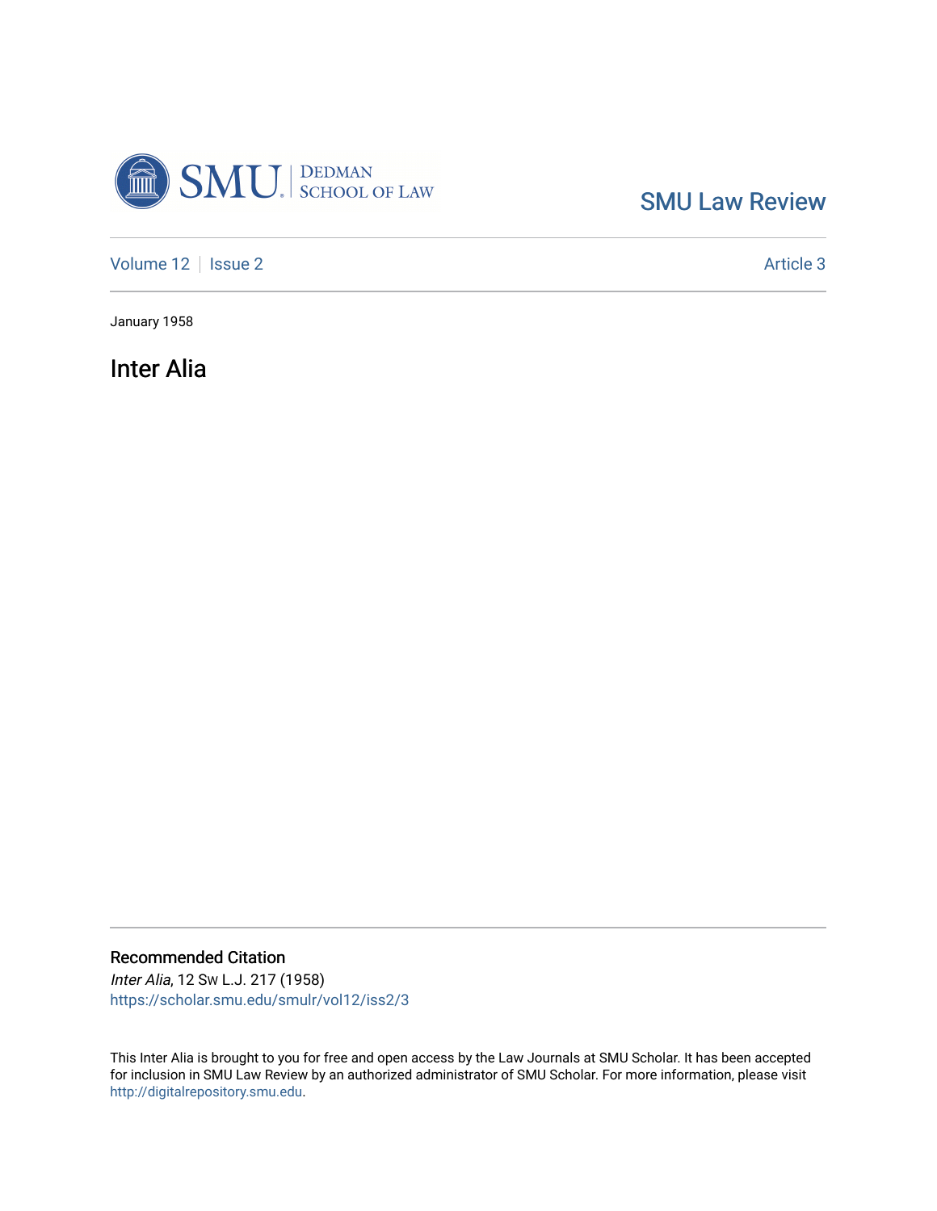SMU Law Review

Volume 12 | Issue 2 | Article 3

January 1958

# Inter Alia

## Recommended Citation

*Inter Alia*, 12 Sw L.J. 217 (1958)
https://scholar.smu.edu/smulr/vol12/iss2/3

This Inter Alia is brought to you for free and open access by the Law Journals at SMU Scholar. It has been accepted for inclusion in SMU Law Review by an authorized administrator of SMU Scholar. For more information, please visit http://digitalrepository.smu.edu.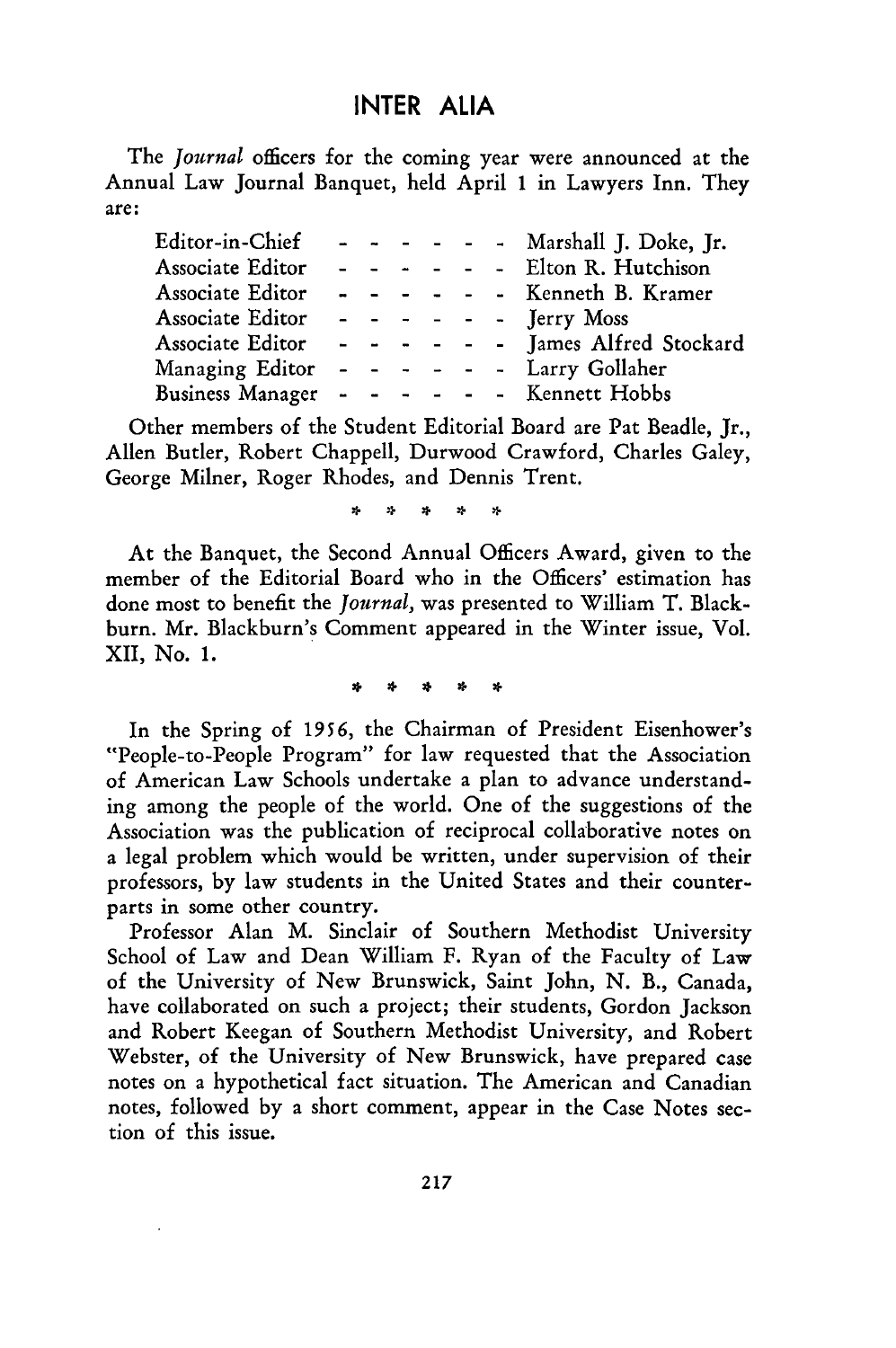# INTER ALIA

The *Journal* officers for the coming year were announced at the Annual Law Journal Banquet, held April 1 in Lawyers Inn. They are:

| | |
|---|---|
| Editor-in-Chief | Marshall J. Doke, Jr. |
| Associate Editor | Elton R. Hutchison |
| Associate Editor | Kenneth B. Kramer |
| Associate Editor | Jerry Moss |
| Associate Editor | James Alfred Stockard |
| Managing Editor | Larry Gollaher |
| Business Manager | Kennett Hobbs |

Other members of the Student Editorial Board are Pat Beadle, Jr., Allen Butler, Robert Chappell, Durwood Crawford, Charles Galey, George Milner, Roger Rhodes, and Dennis Trent.

\* \* \* \* \*

At the Banquet, the Second Annual Officers Award, given to the member of the Editorial Board who in the Officers' estimation has done most to benefit the *Journal,* was presented to William T. Blackburn. Mr. Blackburn's Comment appeared in the Winter issue, Vol. XII, No. 1.

\* \* \* \* \*

In the Spring of 1956, the Chairman of President Eisenhower's "People-to-People Program" for law requested that the Association of American Law Schools undertake a plan to advance understanding among the people of the world. One of the suggestions of the Association was the publication of reciprocal collaborative notes on a legal problem which would be written, under supervision of their professors, by law students in the United States and their counterparts in some other country.

Professor Alan M. Sinclair of Southern Methodist University School of Law and Dean William F. Ryan of the Faculty of Law of the University of New Brunswick, Saint John, N. B., Canada, have collaborated on such a project; their students, Gordon Jackson and Robert Keegan of Southern Methodist University, and Robert Webster, of the University of New Brunswick, have prepared case notes on a hypothetical fact situation. The American and Canadian notes, followed by a short comment, appear in the Case Notes section of this issue.